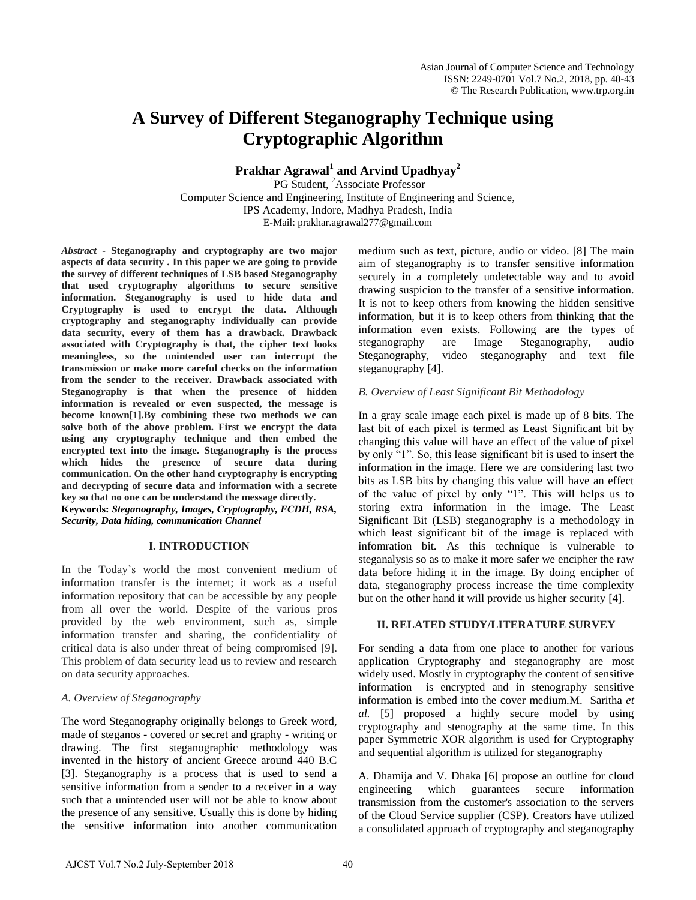# A Survey of Different Steganography Technique using Cryptographic Algorithm

**Prakhar Agrawal[1] and Arvind Upadhyay[2]**

[1]PG Student, [2]Associate Professor
Computer Science and Engineering, Institute of Engineering and Science,
IPS Academy, Indore, Madhya Pradesh, India
E-Mail: prakhar.agrawal277@gmail.com

***Abstract*** - **Steganography and cryptography are two major aspects of data security . In this paper we are going to provide the survey of different techniques of LSB based Steganography that used cryptography algorithms to secure sensitive information. Steganography is used to hide data and Cryptography is used to encrypt the data. Although cryptography and steganography individually can provide data security, every of them has a drawback. Drawback associated with Cryptography is that, the cipher text looks meaningless, so the unintended user can interrupt the transmission or make more careful checks on the information from the sender to the receiver. Drawback associated with Steganography is that when the presence of hidden information is revealed or even suspected, the message is become known[1].By combining these two methods we can solve both of the above problem. First we encrypt the data using any cryptography technique and then embed the encrypted text into the image. Steganography is the process which hides the presence of secure data during communication. On the other hand cryptography is encrypting and decrypting of secure data and information with a secrete key so that no one can be understand the message directly.**

**Keywords:** ***Steganography, Images, Cryptography, ECDH, RSA, Security, Data hiding, communication Channel***

## I. INTRODUCTION

In the Today's world the most convenient medium of information transfer is the internet; it work as a useful information repository that can be accessible by any people from all over the world. Despite of the various pros provided by the web environment, such as, simple information transfer and sharing, the confidentiality of critical data is also under threat of being compromised [9]. This problem of data security lead us to review and research on data security approaches.

### *A. Overview of Steganography*

The word Steganography originally belongs to Greek word, made of steganos - covered or secret and graphy - writing or drawing. The first steganographic methodology was invented in the history of ancient Greece around 440 B.C [3]. Steganography is a process that is used to send a sensitive information from a sender to a receiver in a way such that a unintended user will not be able to know about the presence of any sensitive. Usually this is done by hiding the sensitive information into another communication medium such as text, picture, audio or video. [8] The main aim of steganography is to transfer sensitive information securely in a completely undetectable way and to avoid drawing suspicion to the transfer of a sensitive information. It is not to keep others from knowing the hidden sensitive information, but it is to keep others from thinking that the information even exists. Following are the types of steganography are Image Steganography, audio Steganography, video steganography and text file steganography [4].

### *B. Overview of Least Significant Bit Methodology*

In a gray scale image each pixel is made up of 8 bits. The last bit of each pixel is termed as Least Significant bit by changing this value will have an effect of the value of pixel by only "1". So, this lease significant bit is used to insert the information in the image. Here we are considering last two bits as LSB bits by changing this value will have an effect of the value of pixel by only "1". This will helps us to storing extra information in the image. The Least Significant Bit (LSB) steganography is a methodology in which least significant bit of the image is replaced with infomration bit. As this technique is vulnerable to steganalysis so as to make it more safer we encipher the raw data before hiding it in the image. By doing encipher of data, steganography process increase the time complexity but on the other hand it will provide us higher security [4].

## II. RELATED STUDY/LITERATURE SURVEY

For sending a data from one place to another for various application Cryptography and steganography are most widely used. Mostly in cryptography the content of sensitive information is encrypted and in stenography sensitive information is embed into the cover medium.M. Saritha *et al.* [5] proposed a highly secure model by using cryptography and stenography at the same time. In this paper Symmetric XOR algorithm is used for Cryptography and sequential algorithm is utilized for steganography

A. Dhamija and V. Dhaka [6] propose an outline for cloud engineering which guarantees secure information transmission from the customer's association to the servers of the Cloud Service supplier (CSP). Creators have utilized a consolidated approach of cryptography and steganography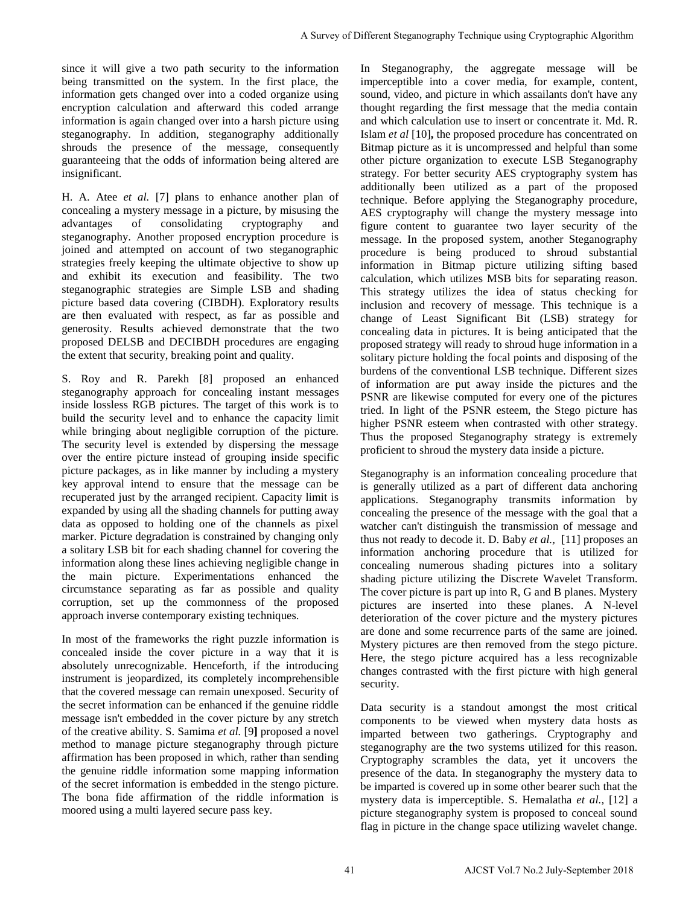since it will give a two path security to the information being transmitted on the system. In the first place, the information gets changed over into a coded organize using encryption calculation and afterward this coded arrange information is again changed over into a harsh picture using steganography. In addition, steganography additionally shrouds the presence of the message, consequently guaranteeing that the odds of information being altered are insignificant.

H. A. Atee *et al.* [7] plans to enhance another plan of concealing a mystery message in a picture, by misusing the advantages of consolidating cryptography and steganography. Another proposed encryption procedure is joined and attempted on account of two steganographic strategies freely keeping the ultimate objective to show up and exhibit its execution and feasibility. The two steganographic strategies are Simple LSB and shading picture based data covering (CIBDH). Exploratory results are then evaluated with respect, as far as possible and generosity. Results achieved demonstrate that the two proposed DELSB and DECIBDH procedures are engaging the extent that security, breaking point and quality.

S. Roy and R. Parekh [8] proposed an enhanced steganography approach for concealing instant messages inside lossless RGB pictures. The target of this work is to build the security level and to enhance the capacity limit while bringing about negligible corruption of the picture. The security level is extended by dispersing the message over the entire picture instead of grouping inside specific picture packages, as in like manner by including a mystery key approval intend to ensure that the message can be recuperated just by the arranged recipient. Capacity limit is expanded by using all the shading channels for putting away data as opposed to holding one of the channels as pixel marker. Picture degradation is constrained by changing only a solitary LSB bit for each shading channel for covering the information along these lines achieving negligible change in the main picture. Experimentations enhanced the circumstance separating as far as possible and quality corruption, set up the commonness of the proposed approach inverse contemporary existing techniques.

In most of the frameworks the right puzzle information is concealed inside the cover picture in a way that it is absolutely unrecognizable. Henceforth, if the introducing instrument is jeopardized, its completely incomprehensible that the covered message can remain unexposed. Security of the secret information can be enhanced if the genuine riddle message isn't embedded in the cover picture by any stretch of the creative ability. S. Samima *et al.* [9] proposed a novel method to manage picture steganography through picture affirmation has been proposed in which, rather than sending the genuine riddle information some mapping information of the secret information is embedded in the stengo picture. The bona fide affirmation of the riddle information is moored using a multi layered secure pass key.

In Steganography, the aggregate message will be imperceptible into a cover media, for example, content, sound, video, and picture in which assailants don't have any thought regarding the first message that the media contain and which calculation use to insert or concentrate it. Md. R. Islam *et al* [10]**,** the proposed procedure has concentrated on Bitmap picture as it is uncompressed and helpful than some other picture organization to execute LSB Steganography strategy. For better security AES cryptography system has additionally been utilized as a part of the proposed technique. Before applying the Steganography procedure, AES cryptography will change the mystery message into figure content to guarantee two layer security of the message. In the proposed system, another Steganography procedure is being produced to shroud substantial information in Bitmap picture utilizing sifting based calculation, which utilizes MSB bits for separating reason. This strategy utilizes the idea of status checking for inclusion and recovery of message. This technique is a change of Least Significant Bit (LSB) strategy for concealing data in pictures. It is being anticipated that the proposed strategy will ready to shroud huge information in a solitary picture holding the focal points and disposing of the burdens of the conventional LSB technique. Different sizes of information are put away inside the pictures and the PSNR are likewise computed for every one of the pictures tried. In light of the PSNR esteem, the Stego picture has higher PSNR esteem when contrasted with other strategy. Thus the proposed Steganography strategy is extremely proficient to shroud the mystery data inside a picture.

Steganography is an information concealing procedure that is generally utilized as a part of different data anchoring applications. Steganography transmits information by concealing the presence of the message with the goal that a watcher can't distinguish the transmission of message and thus not ready to decode it. D. Baby *et al.,* [11] proposes an information anchoring procedure that is utilized for concealing numerous shading pictures into a solitary shading picture utilizing the Discrete Wavelet Transform. The cover picture is part up into R, G and B planes. Mystery pictures are inserted into these planes. A N-level deterioration of the cover picture and the mystery pictures are done and some recurrence parts of the same are joined. Mystery pictures are then removed from the stego picture. Here, the stego picture acquired has a less recognizable changes contrasted with the first picture with high general security.

Data security is a standout amongst the most critical components to be viewed when mystery data hosts as imparted between two gatherings. Cryptography and steganography are the two systems utilized for this reason. Cryptography scrambles the data, yet it uncovers the presence of the data. In steganography the mystery data to be imparted is covered up in some other bearer such that the mystery data is imperceptible. S. Hemalatha *et al.,* [12] a picture steganography system is proposed to conceal sound flag in picture in the change space utilizing wavelet change.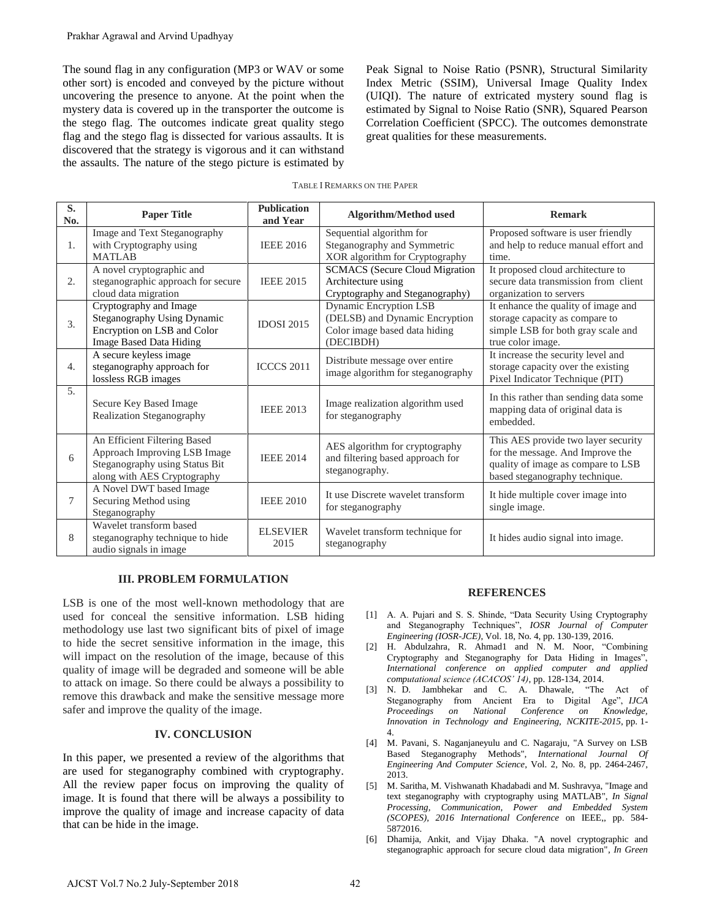The sound flag in any configuration (MP3 or WAV or some other sort) is encoded and conveyed by the picture without uncovering the presence to anyone. At the point when the mystery data is covered up in the transporter the outcome is the stego flag. The outcomes indicate great quality stego flag and the stego flag is dissected for various assaults. It is discovered that the strategy is vigorous and it can withstand the assaults. The nature of the stego picture is estimated by Peak Signal to Noise Ratio (PSNR), Structural Similarity Index Metric (SSIM), Universal Image Quality Index (UIQI). The nature of extricated mystery sound flag is estimated by Signal to Noise Ratio (SNR), Squared Pearson Correlation Coefficient (SPCC). The outcomes demonstrate great qualities for these measurements.

TABLE I REMARKS ON THE PAPER

| S. No. | Paper Title | Publication and Year | Algorithm/Method used | Remark |
|---|---|---|---|---|
| 1. | Image and Text Steganography with Cryptography using MATLAB | IEEE 2016 | Sequential algorithm for Steganography and Symmetric XOR algorithm for Cryptography | Proposed software is user friendly and help to reduce manual effort and time. |
| 2. | A novel cryptographic and steganographic approach for secure cloud data migration | IEEE 2015 | SCMACS (Secure Cloud Migration Architecture using Cryptography and Steganography) | It proposed cloud architecture to secure data transmission from client organization to servers |
| 3. | Cryptography and Image Steganography Using Dynamic Encryption on LSB and Color Image Based Data Hiding | IDOSI 2015 | Dynamic Encryption LSB (DELSB) and Dynamic Encryption Color image based data hiding (DECIBDH) | It enhance the quality of image and storage capacity as compare to simple LSB for both gray scale and true color image. |
| 4. | A secure keyless image steganography approach for lossless RGB images | ICCCS 2011 | Distribute message over entire image algorithm for steganography | It increase the security level and storage capacity over the existing Pixel Indicator Technique (PIT) |
| 5. | Secure Key Based Image Realization Steganography | IEEE 2013 | Image realization algorithm used for steganography | In this rather than sending data some mapping data of original data is embedded. |
| 6 | An Efficient Filtering Based Approach Improving LSB Image Steganography using Status Bit along with AES Cryptography | IEEE 2014 | AES algorithm for cryptography and filtering based approach for steganography. | This AES provide two layer security for the message. And Improve the quality of image as compare to LSB based steganography technique. |
| 7 | A Novel DWT based Image Securing Method using Steganography | IEEE 2010 | It use Discrete wavelet transform for steganography | It hide multiple cover image into single image. |
| 8 | Wavelet transform based steganography technique to hide audio signals in image | ELSEVIER 2015 | Wavelet transform technique for steganography | It hides audio signal into image. |

## III. PROBLEM FORMULATION

LSB is one of the most well-known methodology that are used for conceal the sensitive information. LSB hiding methodology use last two significant bits of pixel of image to hide the secret sensitive information in the image, this will impact on the resolution of the image, because of this quality of image will be degraded and someone will be able to attack on image. So there could be always a possibility to remove this drawback and make the sensitive message more safer and improve the quality of the image.

## IV. CONCLUSION

In this paper, we presented a review of the algorithms that are used for steganography combined with cryptography. All the review paper focus on improving the quality of image. It is found that there will be always a possibility to improve the quality of image and increase capacity of data that can be hide in the image.

## REFERENCES

[1] A. A. Pujari and S. S. Shinde, "Data Security Using Cryptography and Steganography Techniques", *IOSR Journal of Computer Engineering (IOSR-JCE)*, Vol. 18, No. 4, pp. 130-139, 2016.

[2] H. Abdulzahra, R. Ahmad1 and N. M. Noor, "Combining Cryptography and Steganography for Data Hiding in Images", *International conference on applied computer and applied computational science (ACACOS' 14)*, pp. 128-134, 2014.

[3] N. D. Jambhekar and C. A. Dhawale, "The Act of Steganography from Ancient Era to Digital Age", *IJCA Proceedings on National Conference on Knowledge, Innovation in Technology and Engineering, NCKITE-2015*, pp. 1-4.

[4] M. Pavani, S. Naganjaneyulu and C. Nagaraju, "A Survey on LSB Based Steganography Methods", *International Journal Of Engineering And Computer Science*, Vol. 2, No. 8, pp. 2464-2467, 2013.

[5] M. Saritha, M. Vishwanath Khadabadi and M. Sushravya, "Image and text steganography with cryptography using MATLAB", *In Signal Processing, Communication, Power and Embedded System (SCOPES), 2016 International Conference* on IEEE,, pp. 584-5872016.

[6] Dhamija, Ankit, and Vijay Dhaka. "A novel cryptographic and steganographic approach for secure cloud data migration", *In Green*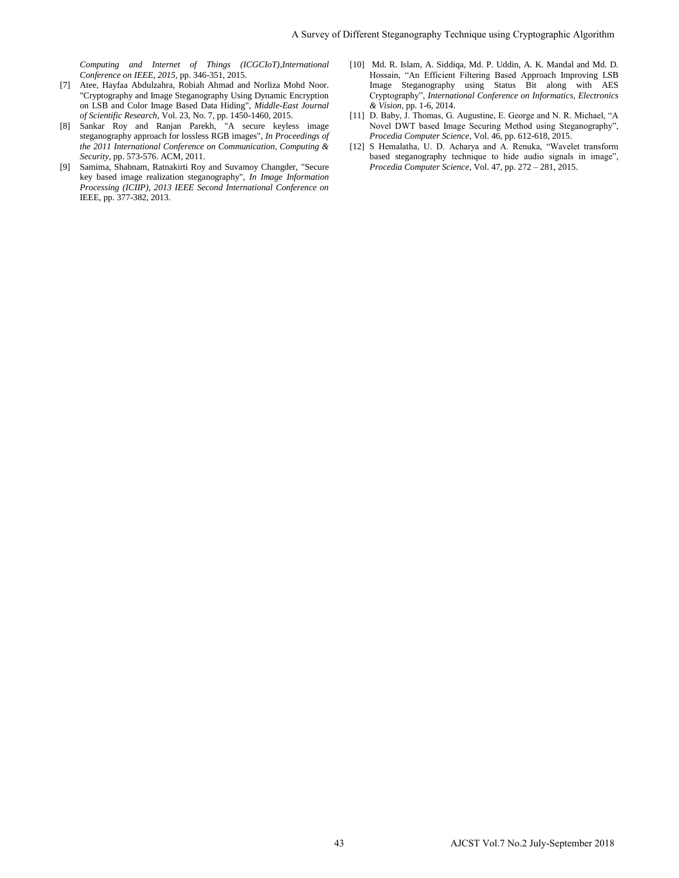*Computing and Internet of Things (ICGCIoT),International Conference on IEEE, 2015*, pp. 346-351, 2015.

[7] Atee, Hayfaa Abdulzahra, Robiah Ahmad and Norliza Mohd Noor. "Cryptography and Image Steganography Using Dynamic Encryption on LSB and Color Image Based Data Hiding", *Middle-East Journal of Scientific Research*, Vol. 23, No. 7, pp. 1450-1460, 2015.

[8] Sankar Roy and Ranjan Parekh, "A secure keyless image steganography approach for lossless RGB images", *In Proceedings of the 2011 International Conference on Communication, Computing & Security*, pp. 573-576. ACM, 2011.

[9] Samima, Shabnam, Ratnakirti Roy and Suvamoy Changder, "Secure key based image realization steganography", *In Image Information Processing (ICIIP), 2013 IEEE Second International Conference on* IEEE, pp. 377-382, 2013.

[10] Md. R. Islam, A. Siddiqa, Md. P. Uddin, A. K. Mandal and Md. D. Hossain, "An Efficient Filtering Based Approach Improving LSB Image Steganography using Status Bit along with AES Cryptography", *International Conference on Informatics, Electronics & Vision*, pp. 1-6, 2014.

[11] D. Baby, J. Thomas, G. Augustine, E. George and N. R. Michael, "A Novel DWT based Image Securing Method using Steganography", *Procedia Computer Science*, Vol. 46, pp. 612-618, 2015.

[12] S Hemalatha, U. D. Acharya and A. Renuka, "Wavelet transform based steganography technique to hide audio signals in image", *Procedia Computer Science*, Vol. 47, pp. 272 – 281, 2015.